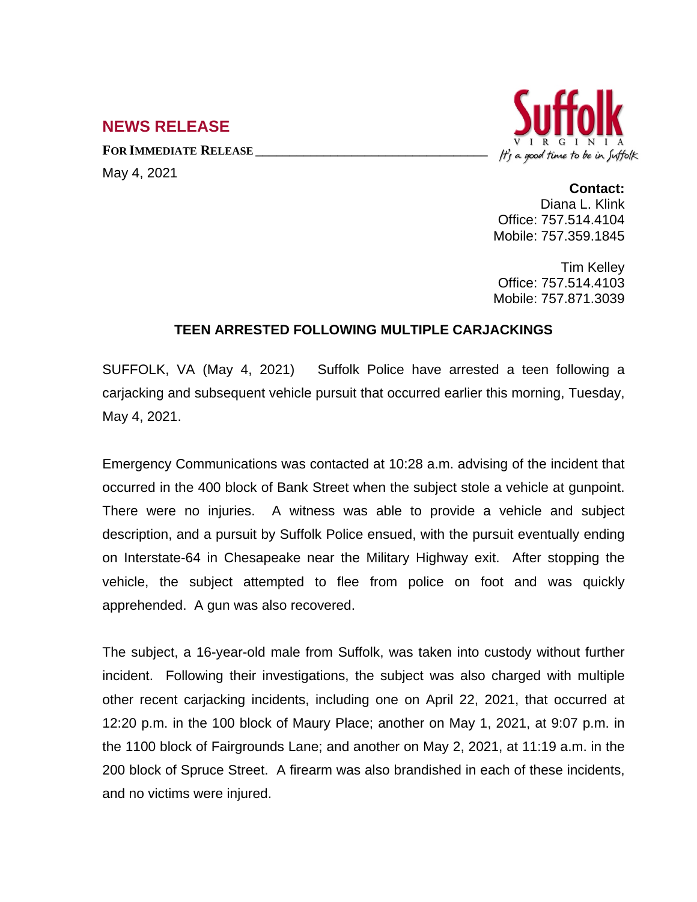## NEWS RELEASE

**FOR IMMEDIATE RELEASE**

May 4, 2021

Suffolk VIRGINIA It's a good time to be in Suffolk

**Contact:**
Diana L. Klink
Office: 757.514.4104
Mobile: 757.359.1845

Tim Kelley
Office: 757.514.4103
Mobile: 757.871.3039

### TEEN ARRESTED FOLLOWING MULTIPLE CARJACKINGS

SUFFOLK, VA (May 4, 2021) Suffolk Police have arrested a teen following a carjacking and subsequent vehicle pursuit that occurred earlier this morning, Tuesday, May 4, 2021.

Emergency Communications was contacted at 10:28 a.m. advising of the incident that occurred in the 400 block of Bank Street when the subject stole a vehicle at gunpoint. There were no injuries. A witness was able to provide a vehicle and subject description, and a pursuit by Suffolk Police ensued, with the pursuit eventually ending on Interstate-64 in Chesapeake near the Military Highway exit. After stopping the vehicle, the subject attempted to flee from police on foot and was quickly apprehended. A gun was also recovered.

The subject, a 16-year-old male from Suffolk, was taken into custody without further incident. Following their investigations, the subject was also charged with multiple other recent carjacking incidents, including one on April 22, 2021, that occurred at 12:20 p.m. in the 100 block of Maury Place; another on May 1, 2021, at 9:07 p.m. in the 1100 block of Fairgrounds Lane; and another on May 2, 2021, at 11:19 a.m. in the 200 block of Spruce Street. A firearm was also brandished in each of these incidents, and no victims were injured.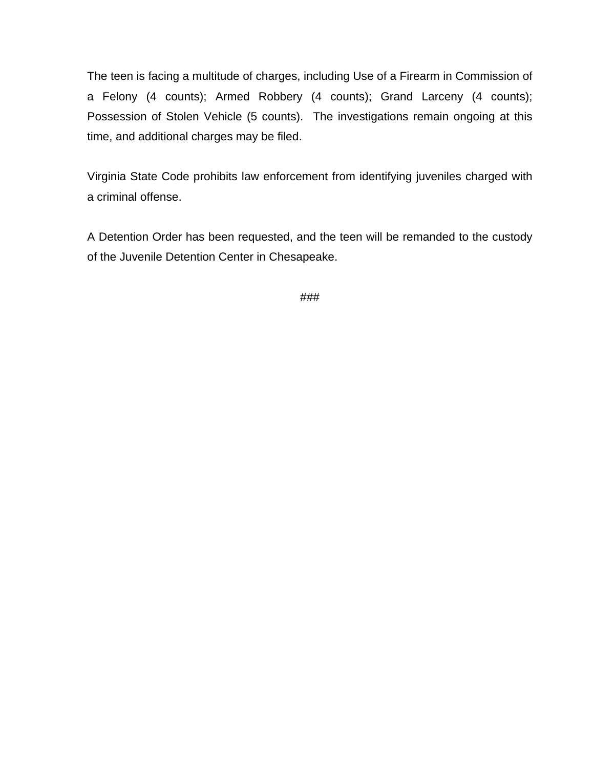The teen is facing a multitude of charges, including Use of a Firearm in Commission of a Felony (4 counts); Armed Robbery (4 counts); Grand Larceny (4 counts); Possession of Stolen Vehicle (5 counts). The investigations remain ongoing at this time, and additional charges may be filed.

Virginia State Code prohibits law enforcement from identifying juveniles charged with a criminal offense.

A Detention Order has been requested, and the teen will be remanded to the custody of the Juvenile Detention Center in Chesapeake.

###